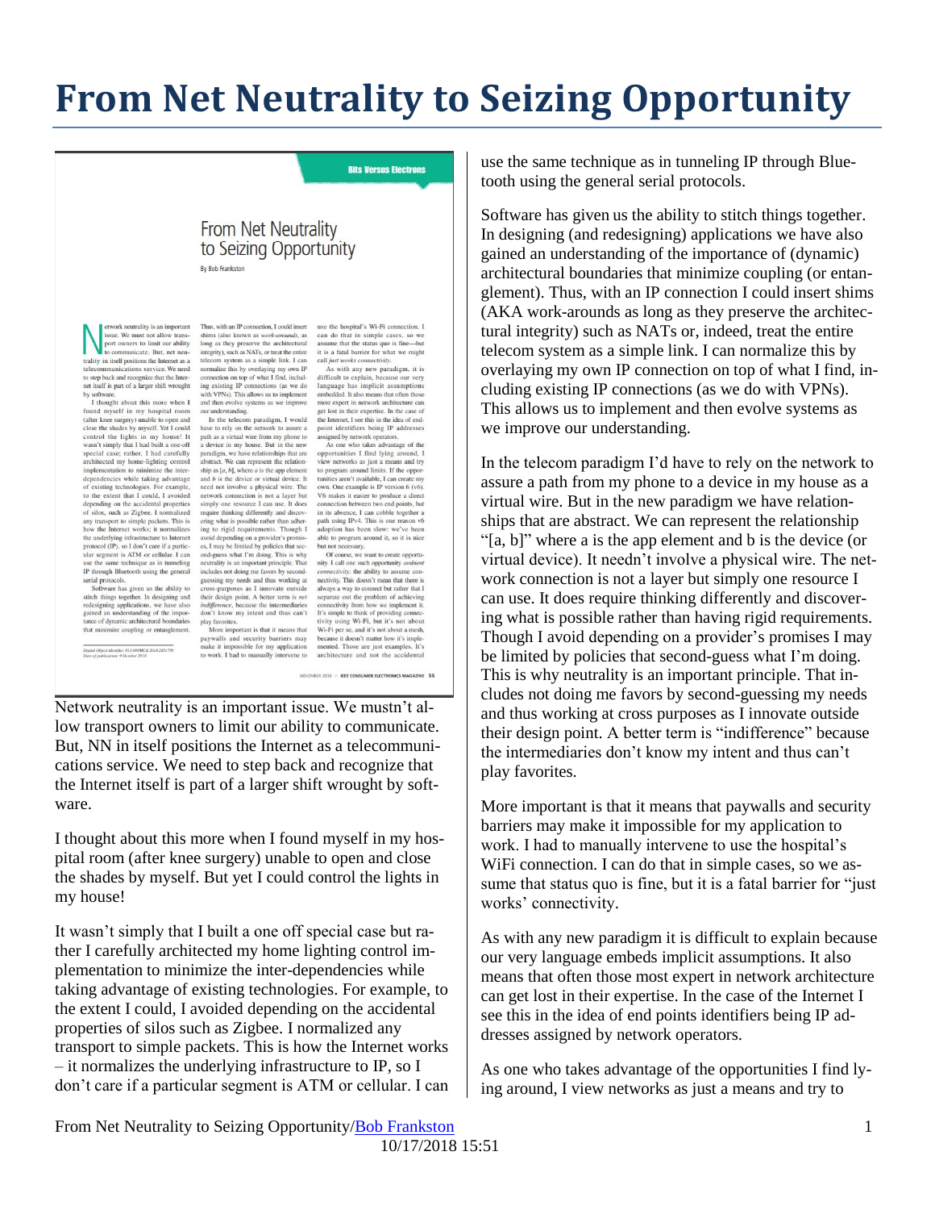# From Net Neutrality to Seizing Opportunity

Network neutrality is an important issue. We mustn't allow transport owners to limit our ability to communicate. But, NN in itself positions the Internet as a telecommunications service. We need to step back and recognize that the Internet itself is part of a larger shift wrought by software.

I thought about this more when I found myself in my hospital room (after knee surgery) unable to open and close the shades by myself. But yet I could control the lights in my house!

It wasn't simply that I built a one off special case but rather I carefully architected my home lighting control implementation to minimize the inter-dependencies while taking advantage of existing technologies. For example, to the extent I could, I avoided depending on the accidental properties of silos such as Zigbee. I normalized any transport to simple packets. This is how the Internet works – it normalizes the underlying infrastructure to IP, so I don't care if a particular segment is ATM or cellular. I can use the same technique as in tunneling IP through Bluetooth using the general serial protocols.

Software has given us the ability to stitch things together. In designing (and redesigning) applications we have also gained an understanding of the importance of (dynamic) architectural boundaries that minimize coupling (or entanglement). Thus, with an IP connection I could insert shims (AKA work-arounds as long as they preserve the architectural integrity) such as NATs or, indeed, treat the entire telecom system as a simple link. I can normalize this by overlaying my own IP connection on top of what I find, including existing IP connections (as we do with VPNs). This allows us to implement and then evolve systems as we improve our understanding.

In the telecom paradigm I'd have to rely on the network to assure a path from my phone to a device in my house as a virtual wire. But in the new paradigm we have relationships that are abstract. We can represent the relationship "[a, b]" where a is the app element and b is the device (or virtual device). It needn't involve a physical wire. The network connection is not a layer but simply one resource I can use. It does require thinking differently and discovering what is possible rather than having rigid requirements. Though I avoid depending on a provider's promises I may be limited by policies that second-guess what I'm doing. This is why neutrality is an important principle. That includes not doing me favors by second-guessing my needs and thus working at cross purposes as I innovate outside their design point. A better term is "indifference" because the intermediaries don't know my intent and thus can't play favorites.

More important is that it means that paywalls and security barriers may make it impossible for my application to work. I had to manually intervene to use the hospital's WiFi connection. I can do that in simple cases, so we assume that status quo is fine, but it is a fatal barrier for "just works' connectivity.

As with any new paradigm it is difficult to explain because our very language embeds implicit assumptions. It also means that often those most expert in network architecture can get lost in their expertise. In the case of the Internet I see this in the idea of end points identifiers being IP addresses assigned by network operators.

As one who takes advantage of the opportunities I find lying around, I view networks as just a means and try to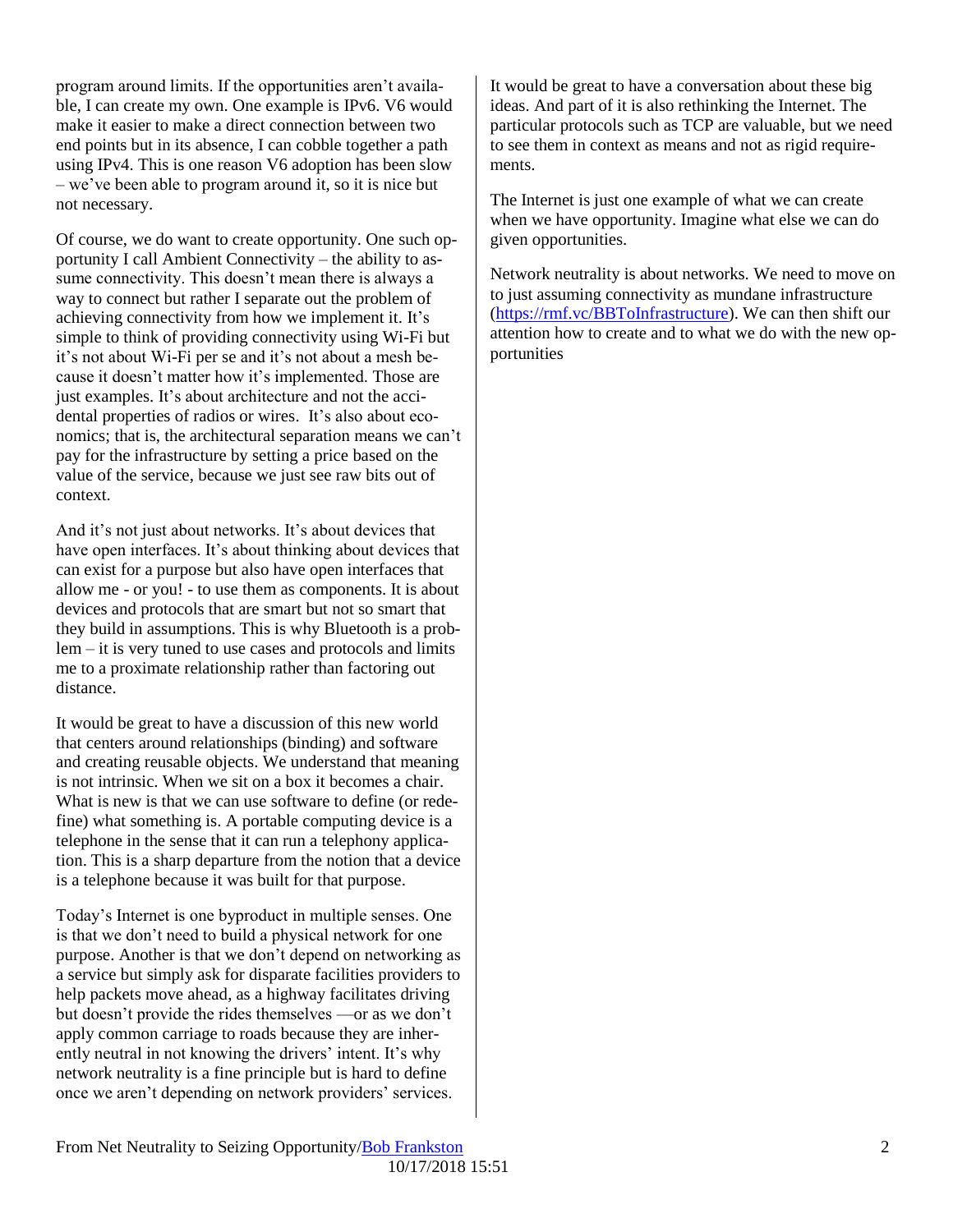program around limits. If the opportunities aren't available, I can create my own. One example is IPv6. V6 would make it easier to make a direct connection between two end points but in its absence, I can cobble together a path using IPv4. This is one reason V6 adoption has been slow – we've been able to program around it, so it is nice but not necessary.

Of course, we do want to create opportunity. One such opportunity I call Ambient Connectivity – the ability to assume connectivity. This doesn't mean there is always a way to connect but rather I separate out the problem of achieving connectivity from how we implement it. It's simple to think of providing connectivity using Wi-Fi but it's not about Wi-Fi per se and it's not about a mesh because it doesn't matter how it's implemented. Those are just examples. It's about architecture and not the accidental properties of radios or wires. It's also about economics; that is, the architectural separation means we can't pay for the infrastructure by setting a price based on the value of the service, because we just see raw bits out of context.

And it's not just about networks. It's about devices that have open interfaces. It's about thinking about devices that can exist for a purpose but also have open interfaces that allow me - or you! - to use them as components. It is about devices and protocols that are smart but not so smart that they build in assumptions. This is why Bluetooth is a problem – it is very tuned to use cases and protocols and limits me to a proximate relationship rather than factoring out distance.

It would be great to have a discussion of this new world that centers around relationships (binding) and software and creating reusable objects. We understand that meaning is not intrinsic. When we sit on a box it becomes a chair. What is new is that we can use software to define (or redefine) what something is. A portable computing device is a telephone in the sense that it can run a telephony application. This is a sharp departure from the notion that a device is a telephone because it was built for that purpose.

Today's Internet is one byproduct in multiple senses. One is that we don't need to build a physical network for one purpose. Another is that we don't depend on networking as a service but simply ask for disparate facilities providers to help packets move ahead, as a highway facilitates driving but doesn't provide the rides themselves —or as we don't apply common carriage to roads because they are inherently neutral in not knowing the drivers' intent. It's why network neutrality is a fine principle but is hard to define once we aren't depending on network providers' services.

It would be great to have a conversation about these big ideas. And part of it is also rethinking the Internet. The particular protocols such as TCP are valuable, but we need to see them in context as means and not as rigid requirements.

The Internet is just one example of what we can create when we have opportunity. Imagine what else we can do given opportunities.

Network neutrality is about networks. We need to move on to just assuming connectivity as mundane infrastructure ([https://rmf.vc/BBToInfrastructure](https://rmf.vc/BBToInfrastructure)). We can then shift our attention how to create and to what we do with the new opportunities